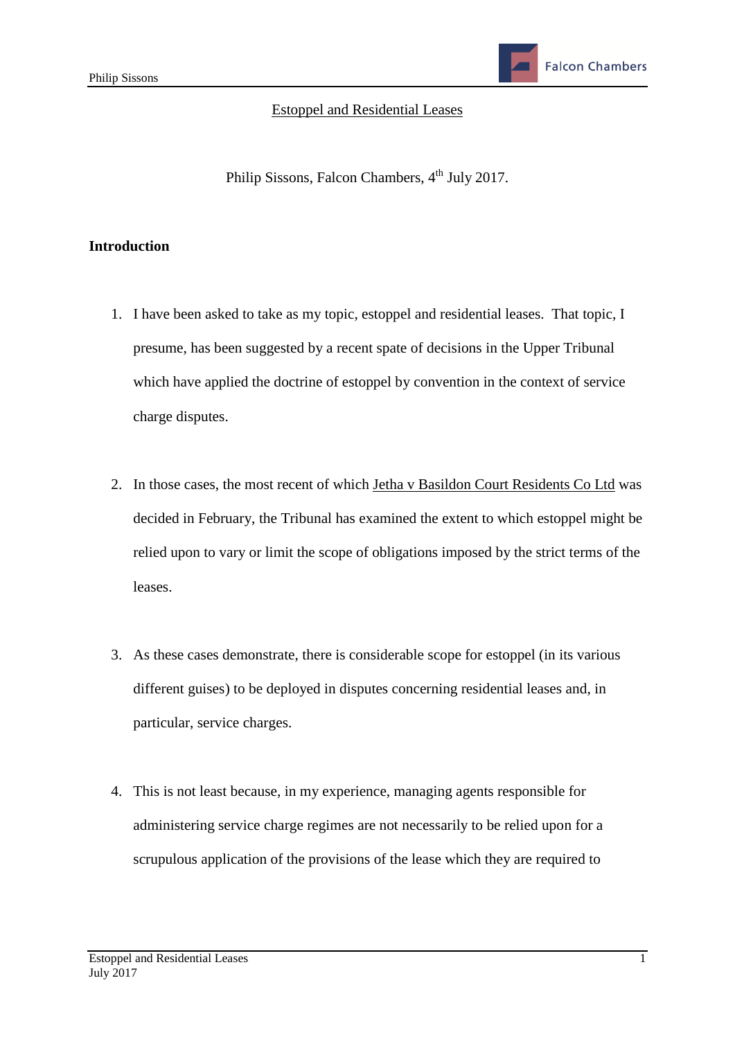# Estoppel and Residential Leases

Philip Sissons, Falcon Chambers, 4th July 2017.

## Introduction

1. I have been asked to take as my topic, estoppel and residential leases. That topic, I presume, has been suggested by a recent spate of decisions in the Upper Tribunal which have applied the doctrine of estoppel by convention in the context of service charge disputes.

2. In those cases, the most recent of which Jetha v Basildon Court Residents Co Ltd was decided in February, the Tribunal has examined the extent to which estoppel might be relied upon to vary or limit the scope of obligations imposed by the strict terms of the leases.

3. As these cases demonstrate, there is considerable scope for estoppel (in its various different guises) to be deployed in disputes concerning residential leases and, in particular, service charges.

4. This is not least because, in my experience, managing agents responsible for administering service charge regimes are not necessarily to be relied upon for a scrupulous application of the provisions of the lease which they are required to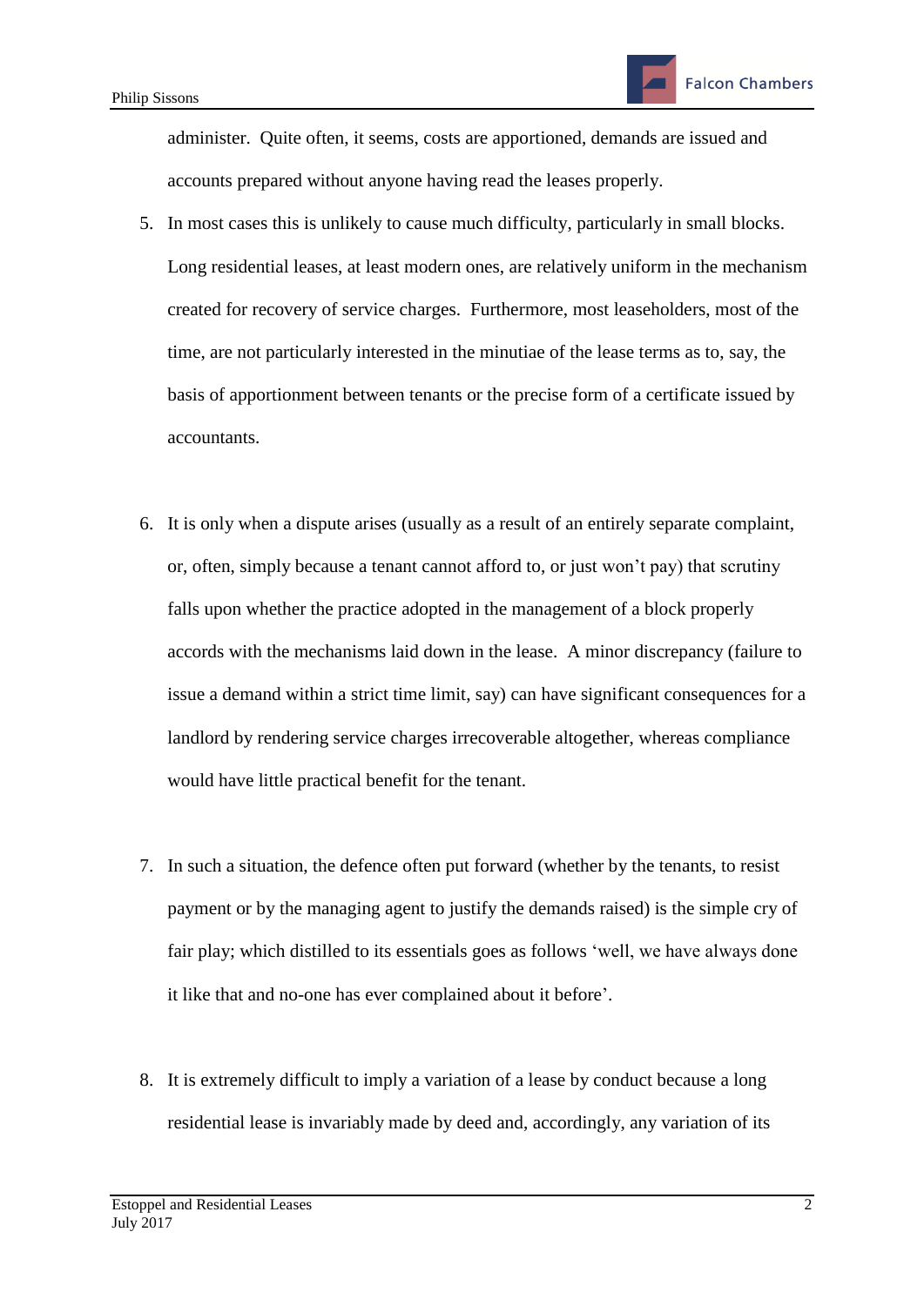administer. Quite often, it seems, costs are apportioned, demands are issued and accounts prepared without anyone having read the leases properly.

5. In most cases this is unlikely to cause much difficulty, particularly in small blocks. Long residential leases, at least modern ones, are relatively uniform in the mechanism created for recovery of service charges. Furthermore, most leaseholders, most of the time, are not particularly interested in the minutiae of the lease terms as to, say, the basis of apportionment between tenants or the precise form of a certificate issued by accountants.

6. It is only when a dispute arises (usually as a result of an entirely separate complaint, or, often, simply because a tenant cannot afford to, or just won't pay) that scrutiny falls upon whether the practice adopted in the management of a block properly accords with the mechanisms laid down in the lease. A minor discrepancy (failure to issue a demand within a strict time limit, say) can have significant consequences for a landlord by rendering service charges irrecoverable altogether, whereas compliance would have little practical benefit for the tenant.

7. In such a situation, the defence often put forward (whether by the tenants, to resist payment or by the managing agent to justify the demands raised) is the simple cry of fair play; which distilled to its essentials goes as follows 'well, we have always done it like that and no-one has ever complained about it before'.

8. It is extremely difficult to imply a variation of a lease by conduct because a long residential lease is invariably made by deed and, accordingly, any variation of its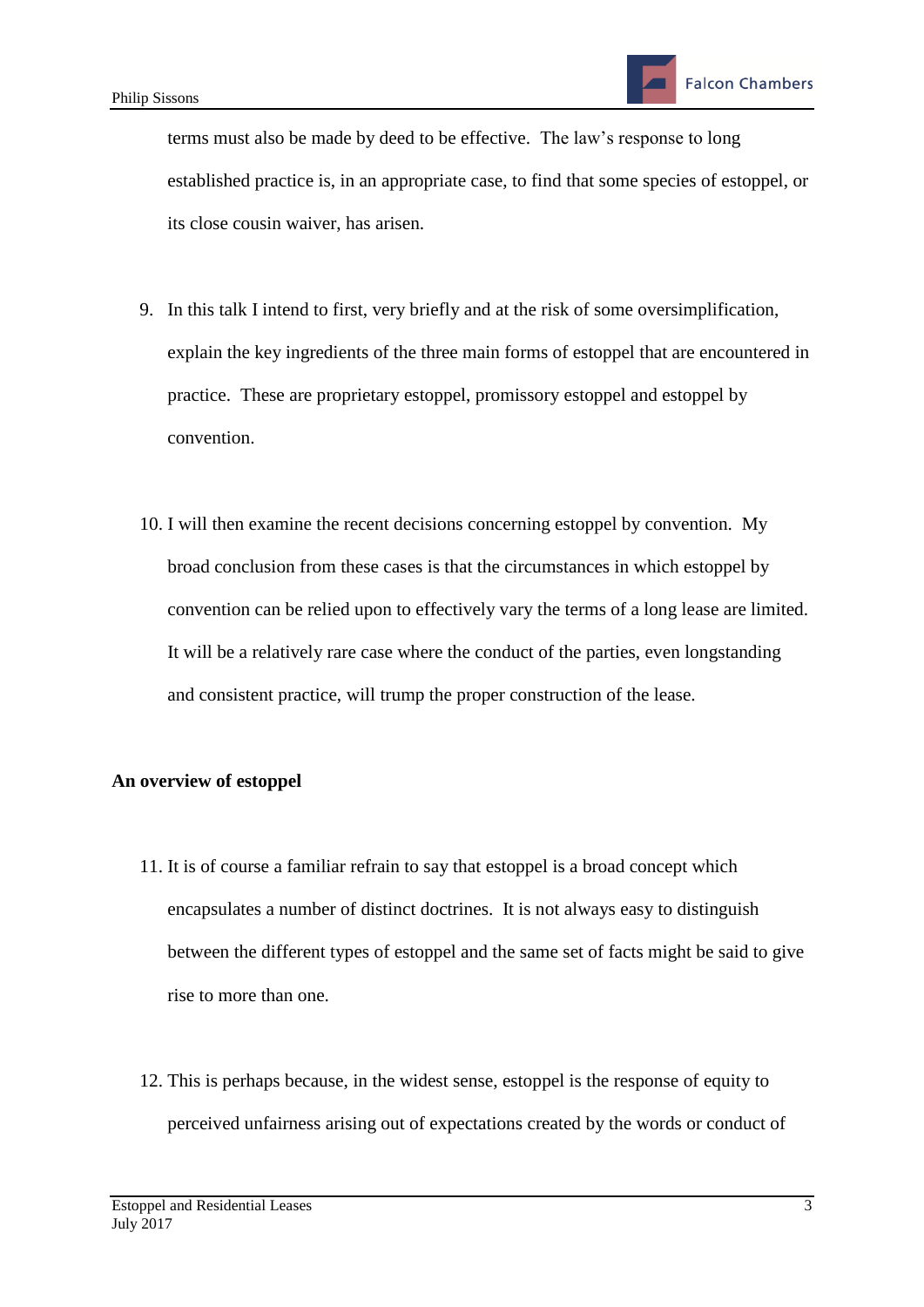terms must also be made by deed to be effective. The law's response to long established practice is, in an appropriate case, to find that some species of estoppel, or its close cousin waiver, has arisen.

9. In this talk I intend to first, very briefly and at the risk of some oversimplification, explain the key ingredients of the three main forms of estoppel that are encountered in practice. These are proprietary estoppel, promissory estoppel and estoppel by convention.

10. I will then examine the recent decisions concerning estoppel by convention. My broad conclusion from these cases is that the circumstances in which estoppel by convention can be relied upon to effectively vary the terms of a long lease are limited. It will be a relatively rare case where the conduct of the parties, even longstanding and consistent practice, will trump the proper construction of the lease.

**An overview of estoppel**

11. It is of course a familiar refrain to say that estoppel is a broad concept which encapsulates a number of distinct doctrines. It is not always easy to distinguish between the different types of estoppel and the same set of facts might be said to give rise to more than one.

12. This is perhaps because, in the widest sense, estoppel is the response of equity to perceived unfairness arising out of expectations created by the words or conduct of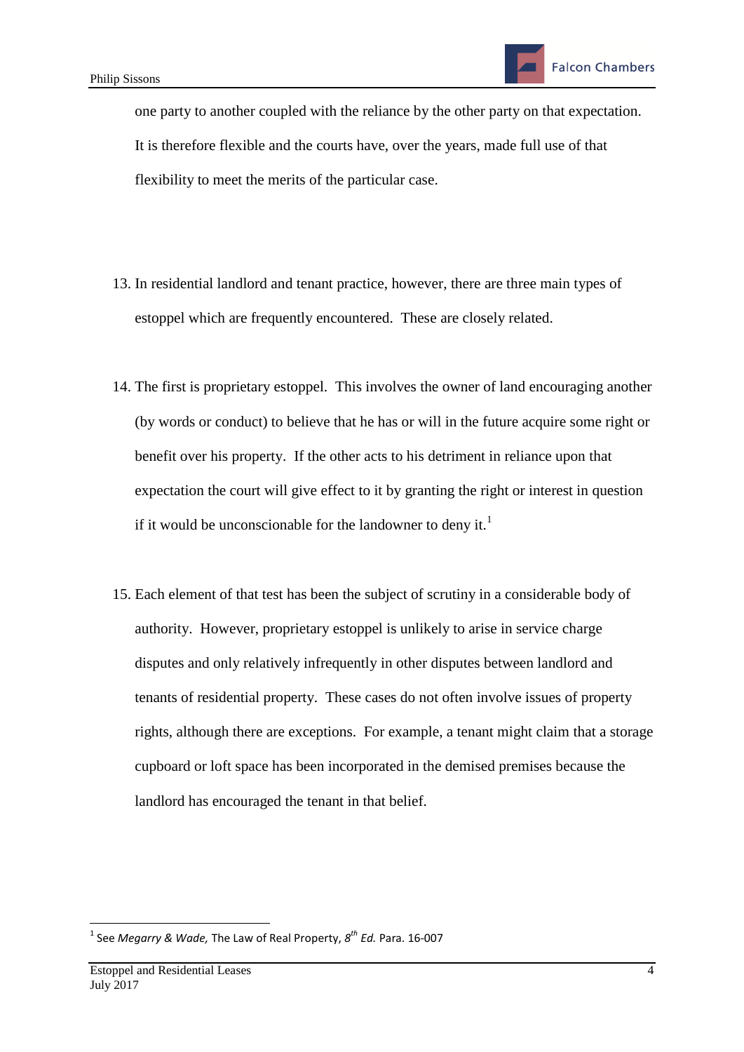one party to another coupled with the reliance by the other party on that expectation. It is therefore flexible and the courts have, over the years, made full use of that flexibility to meet the merits of the particular case.

13. In residential landlord and tenant practice, however, there are three main types of estoppel which are frequently encountered. These are closely related.

14. The first is proprietary estoppel. This involves the owner of land encouraging another (by words or conduct) to believe that he has or will in the future acquire some right or benefit over his property. If the other acts to his detriment in reliance upon that expectation the court will give effect to it by granting the right or interest in question if it would be unconscionable for the landowner to deny it.[1]

15. Each element of that test has been the subject of scrutiny in a considerable body of authority. However, proprietary estoppel is unlikely to arise in service charge disputes and only relatively infrequently in other disputes between landlord and tenants of residential property. These cases do not often involve issues of property rights, although there are exceptions. For example, a tenant might claim that a storage cupboard or loft space has been incorporated in the demised premises because the landlord has encouraged the tenant in that belief.

---

[1] See *Megarry & Wade,* The Law of Real Property, 8*th Ed.* Para. 16-007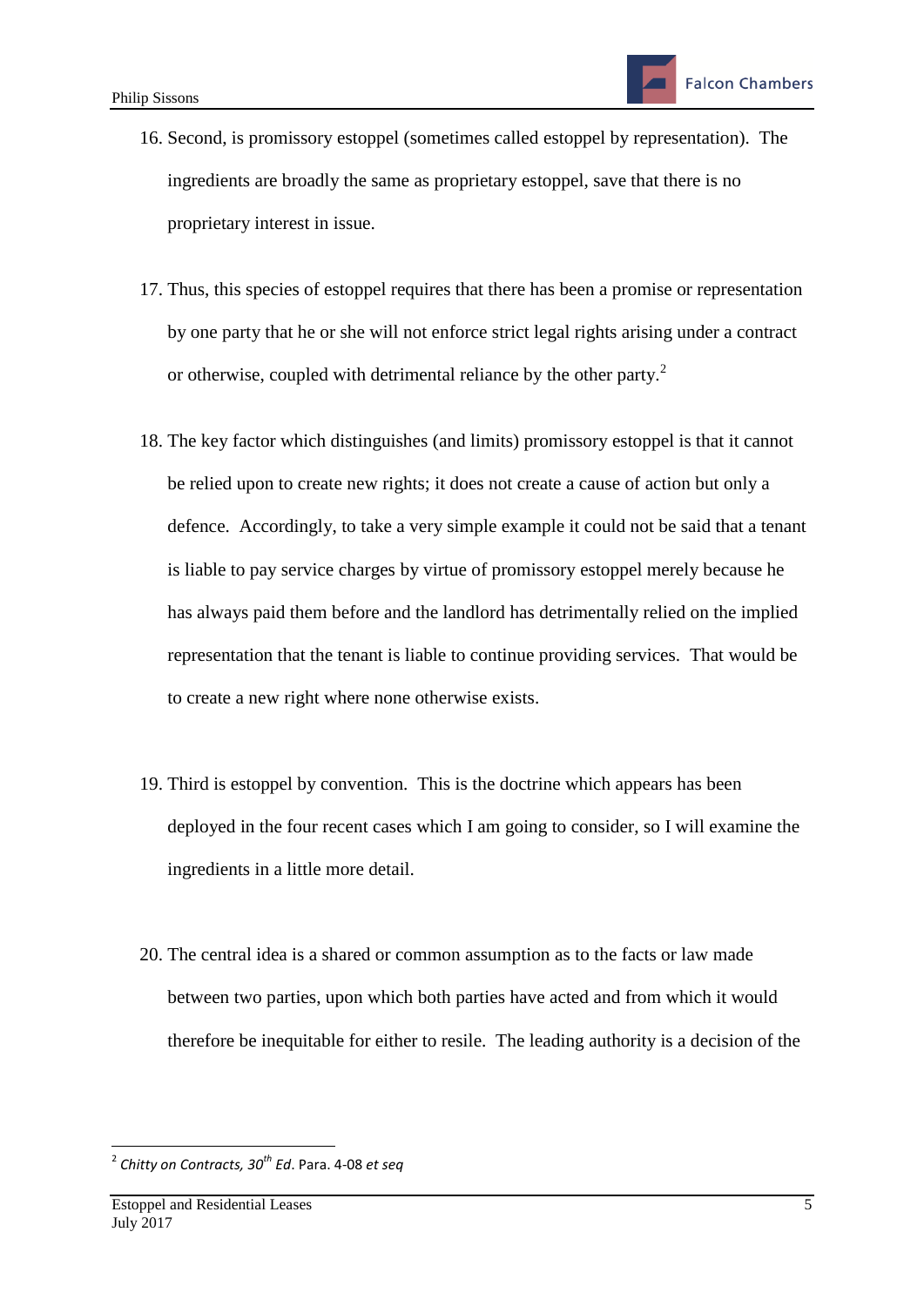16. Second, is promissory estoppel (sometimes called estoppel by representation). The ingredients are broadly the same as proprietary estoppel, save that there is no proprietary interest in issue.

17. Thus, this species of estoppel requires that there has been a promise or representation by one party that he or she will not enforce strict legal rights arising under a contract or otherwise, coupled with detrimental reliance by the other party.[2]

18. The key factor which distinguishes (and limits) promissory estoppel is that it cannot be relied upon to create new rights; it does not create a cause of action but only a defence. Accordingly, to take a very simple example it could not be said that a tenant is liable to pay service charges by virtue of promissory estoppel merely because he has always paid them before and the landlord has detrimentally relied on the implied representation that the tenant is liable to continue providing services. That would be to create a new right where none otherwise exists.

19. Third is estoppel by convention. This is the doctrine which appears has been deployed in the four recent cases which I am going to consider, so I will examine the ingredients in a little more detail.

20. The central idea is a shared or common assumption as to the facts or law made between two parties, upon which both parties have acted and from which it would therefore be inequitable for either to resile. The leading authority is a decision of the

---

[2] *Chitty on Contracts, 30th Ed*. Para. 4-08 *et seq*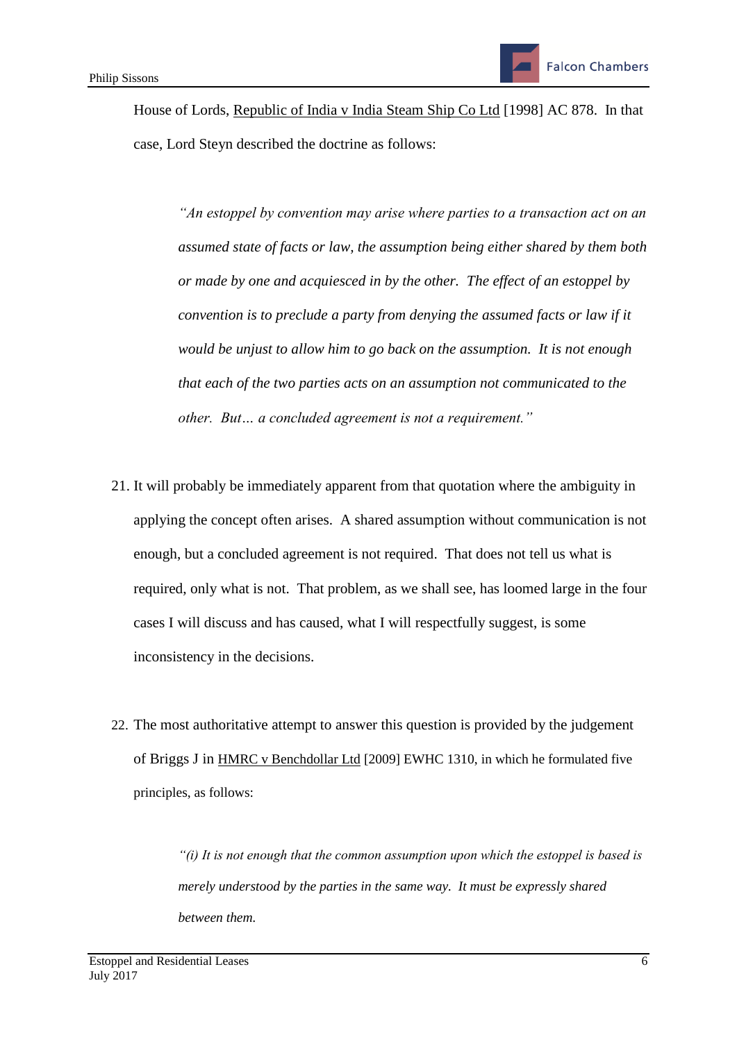House of Lords, Republic of India v India Steam Ship Co Ltd [1998] AC 878. In that case, Lord Steyn described the doctrine as follows:

> *"An estoppel by convention may arise where parties to a transaction act on an assumed state of facts or law, the assumption being either shared by them both or made by one and acquiesced in by the other. The effect of an estoppel by convention is to preclude a party from denying the assumed facts or law if it would be unjust to allow him to go back on the assumption. It is not enough that each of the two parties acts on an assumption not communicated to the other. But… a concluded agreement is not a requirement."*

21. It will probably be immediately apparent from that quotation where the ambiguity in applying the concept often arises. A shared assumption without communication is not enough, but a concluded agreement is not required. That does not tell us what is required, only what is not. That problem, as we shall see, has loomed large in the four cases I will discuss and has caused, what I will respectfully suggest, is some inconsistency in the decisions.

22. The most authoritative attempt to answer this question is provided by the judgement of Briggs J in HMRC v Benchdollar Ltd [2009] EWHC 1310, in which he formulated five principles, as follows:

> *"(i) It is not enough that the common assumption upon which the estoppel is based is merely understood by the parties in the same way. It must be expressly shared between them.*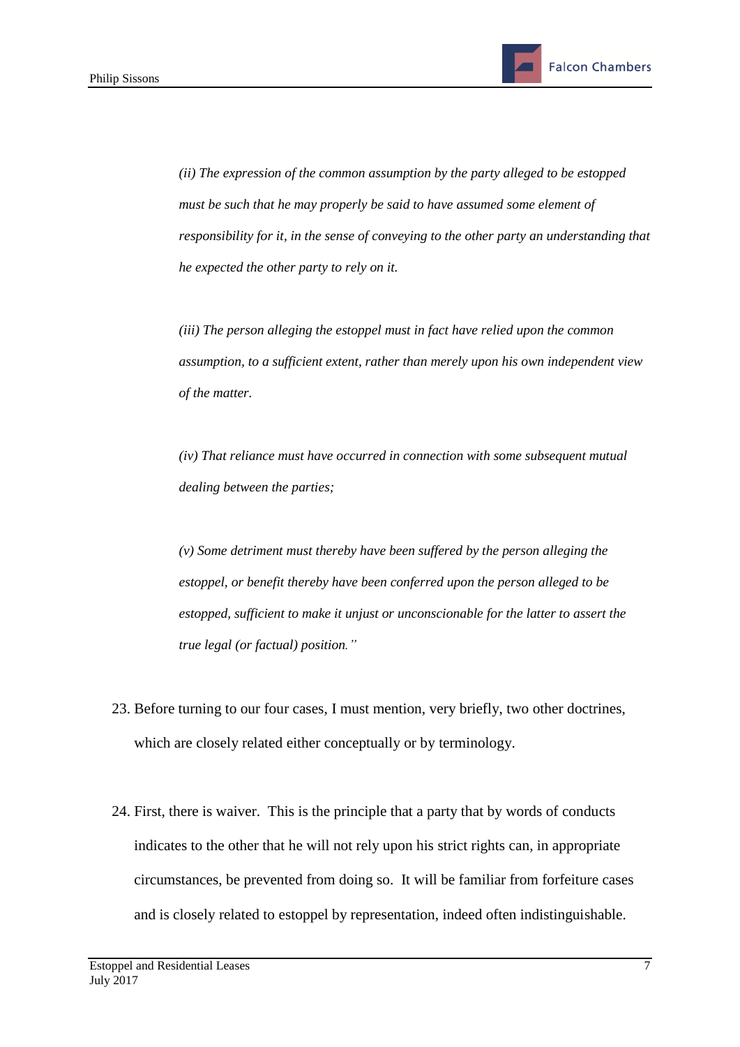*(ii) The expression of the common assumption by the party alleged to be estopped must be such that he may properly be said to have assumed some element of responsibility for it, in the sense of conveying to the other party an understanding that he expected the other party to rely on it.*

*(iii) The person alleging the estoppel must in fact have relied upon the common assumption, to a sufficient extent, rather than merely upon his own independent view of the matter.*

*(iv) That reliance must have occurred in connection with some subsequent mutual dealing between the parties;*

*(v) Some detriment must thereby have been suffered by the person alleging the estoppel, or benefit thereby have been conferred upon the person alleged to be estopped, sufficient to make it unjust or unconscionable for the latter to assert the true legal (or factual) position."*

23. Before turning to our four cases, I must mention, very briefly, two other doctrines, which are closely related either conceptually or by terminology.

24. First, there is waiver. This is the principle that a party that by words of conducts indicates to the other that he will not rely upon his strict rights can, in appropriate circumstances, be prevented from doing so. It will be familiar from forfeiture cases and is closely related to estoppel by representation, indeed often indistinguishable.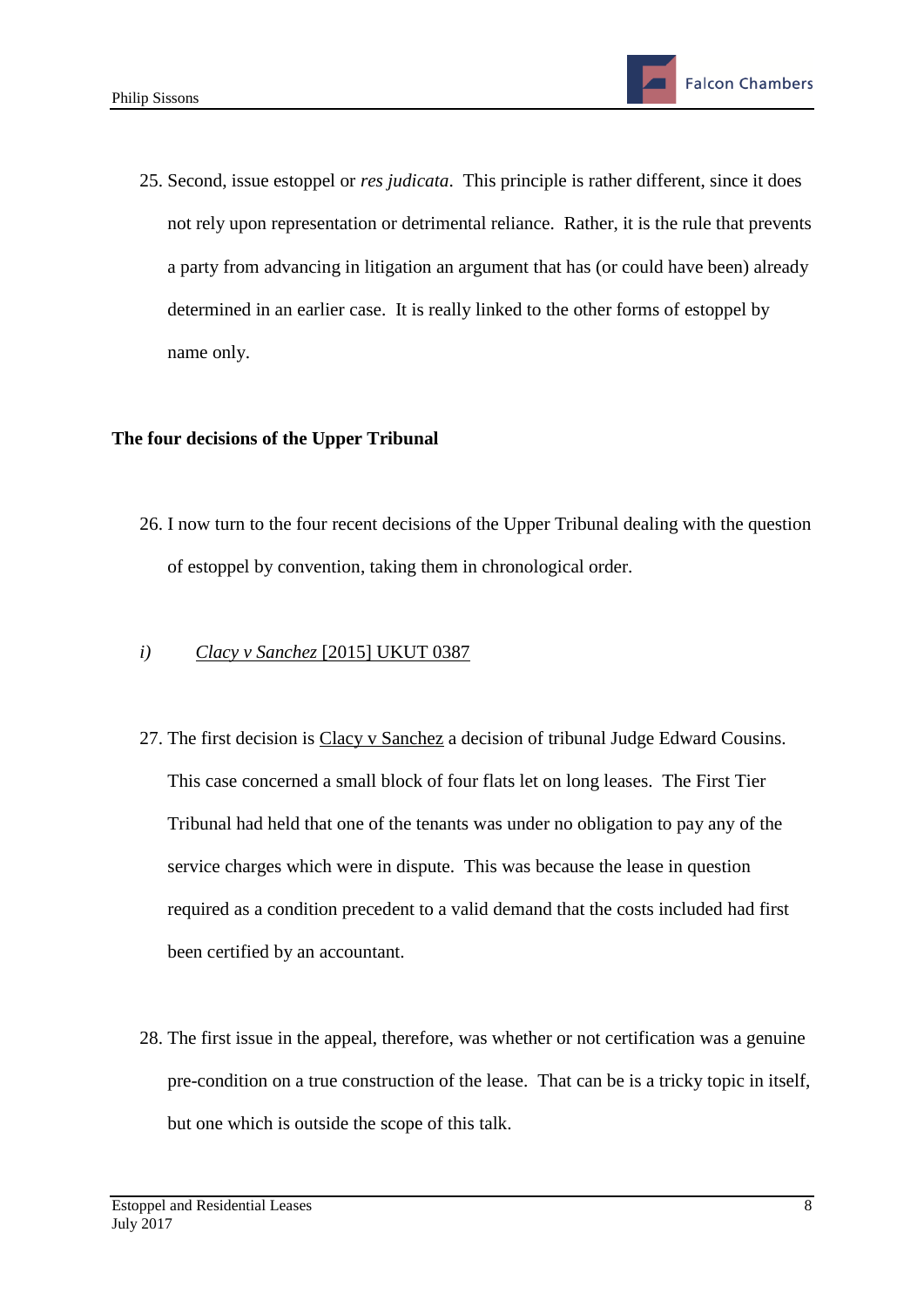25. Second, issue estoppel or *res judicata*. This principle is rather different, since it does not rely upon representation or detrimental reliance. Rather, it is the rule that prevents a party from advancing in litigation an argument that has (or could have been) already determined in an earlier case. It is really linked to the other forms of estoppel by name only.

### The four decisions of the Upper Tribunal

26. I now turn to the four recent decisions of the Upper Tribunal dealing with the question of estoppel by convention, taking them in chronological order.

#### *i)* *Clacy v Sanchez* [2015] UKUT 0387

27. The first decision is Clacy v Sanchez a decision of tribunal Judge Edward Cousins. This case concerned a small block of four flats let on long leases. The First Tier Tribunal had held that one of the tenants was under no obligation to pay any of the service charges which were in dispute. This was because the lease in question required as a condition precedent to a valid demand that the costs included had first been certified by an accountant.

28. The first issue in the appeal, therefore, was whether or not certification was a genuine pre-condition on a true construction of the lease. That can be is a tricky topic in itself, but one which is outside the scope of this talk.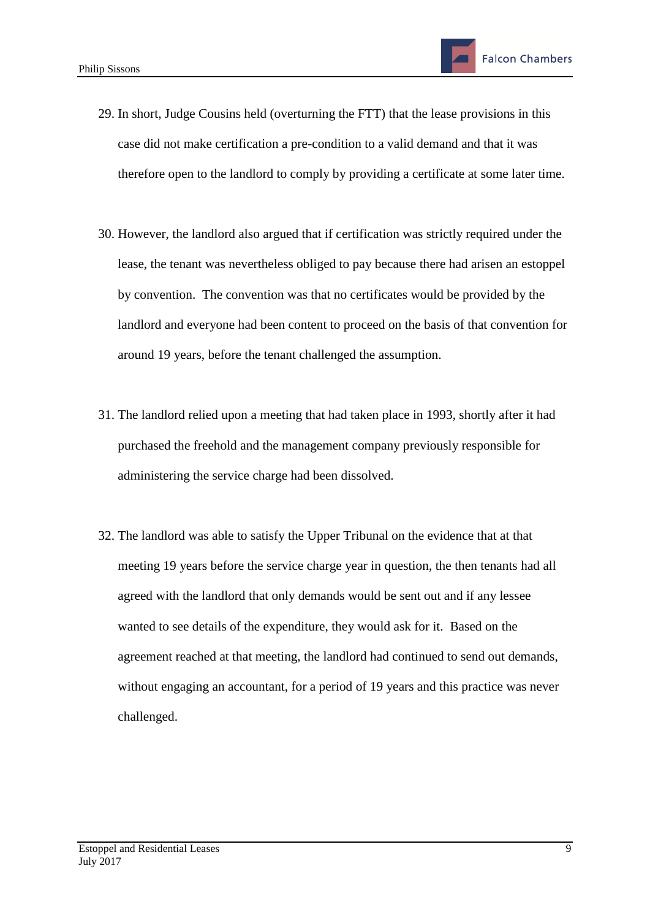29. In short, Judge Cousins held (overturning the FTT) that the lease provisions in this case did not make certification a pre-condition to a valid demand and that it was therefore open to the landlord to comply by providing a certificate at some later time.

30. However, the landlord also argued that if certification was strictly required under the lease, the tenant was nevertheless obliged to pay because there had arisen an estoppel by convention. The convention was that no certificates would be provided by the landlord and everyone had been content to proceed on the basis of that convention for around 19 years, before the tenant challenged the assumption.

31. The landlord relied upon a meeting that had taken place in 1993, shortly after it had purchased the freehold and the management company previously responsible for administering the service charge had been dissolved.

32. The landlord was able to satisfy the Upper Tribunal on the evidence that at that meeting 19 years before the service charge year in question, the then tenants had all agreed with the landlord that only demands would be sent out and if any lessee wanted to see details of the expenditure, they would ask for it. Based on the agreement reached at that meeting, the landlord had continued to send out demands, without engaging an accountant, for a period of 19 years and this practice was never challenged.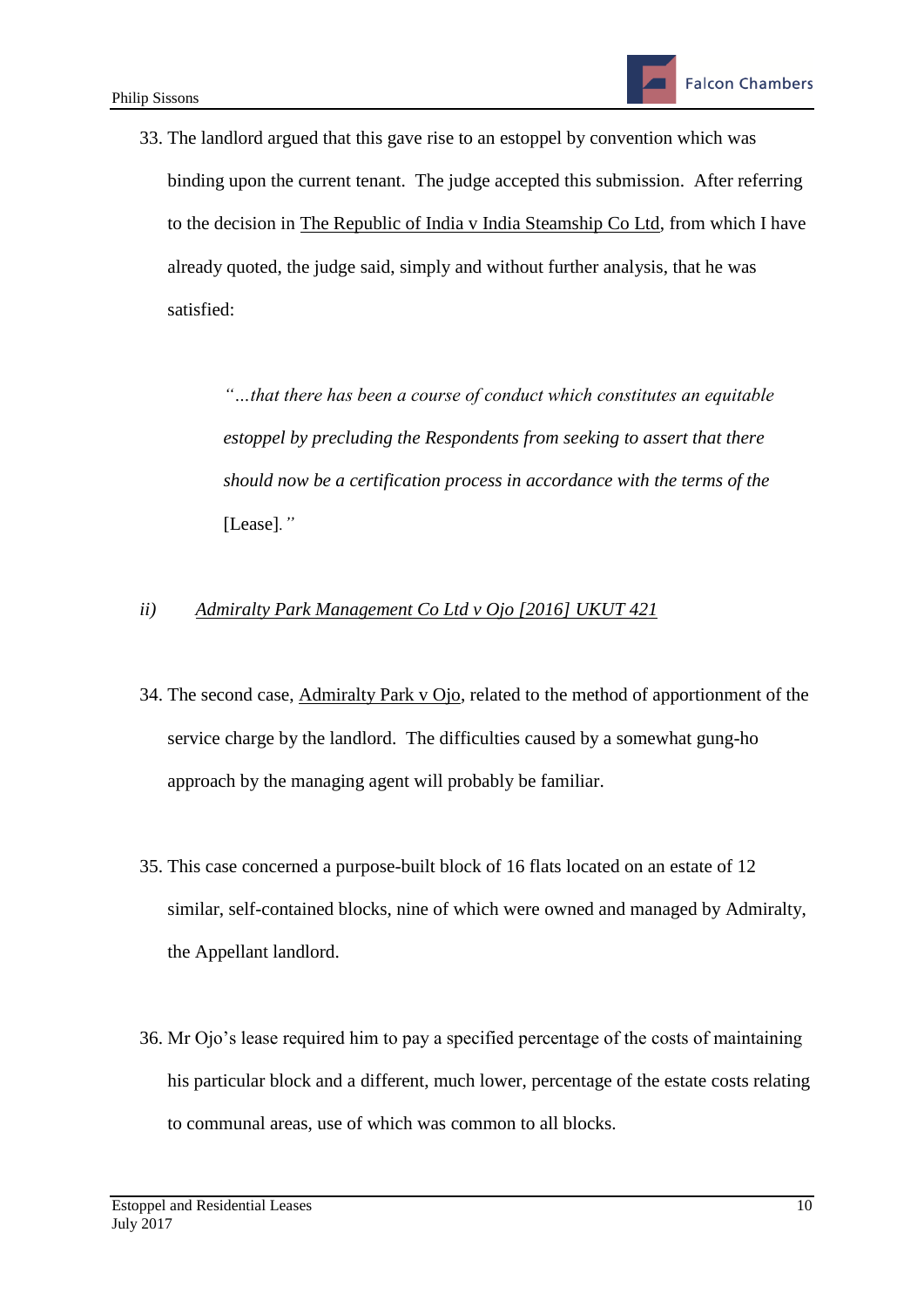33. The landlord argued that this gave rise to an estoppel by convention which was binding upon the current tenant. The judge accepted this submission. After referring to the decision in <u>The Republic of India v India Steamship Co Ltd</u>, from which I have already quoted, the judge said, simply and without further analysis, that he was satisfied:

> *"…that there has been a course of conduct which constitutes an equitable estoppel by precluding the Respondents from seeking to assert that there should now be a certification process in accordance with the terms of the* [Lease]*."*

*ii)* *<u>Admiralty Park Management Co Ltd v Ojo [2016] UKUT 421</u>*

34. The second case, <u>Admiralty Park v Ojo</u>, related to the method of apportionment of the service charge by the landlord. The difficulties caused by a somewhat gung-ho approach by the managing agent will probably be familiar.

35. This case concerned a purpose-built block of 16 flats located on an estate of 12 similar, self-contained blocks, nine of which were owned and managed by Admiralty, the Appellant landlord.

36. Mr Ojo's lease required him to pay a specified percentage of the costs of maintaining his particular block and a different, much lower, percentage of the estate costs relating to communal areas, use of which was common to all blocks.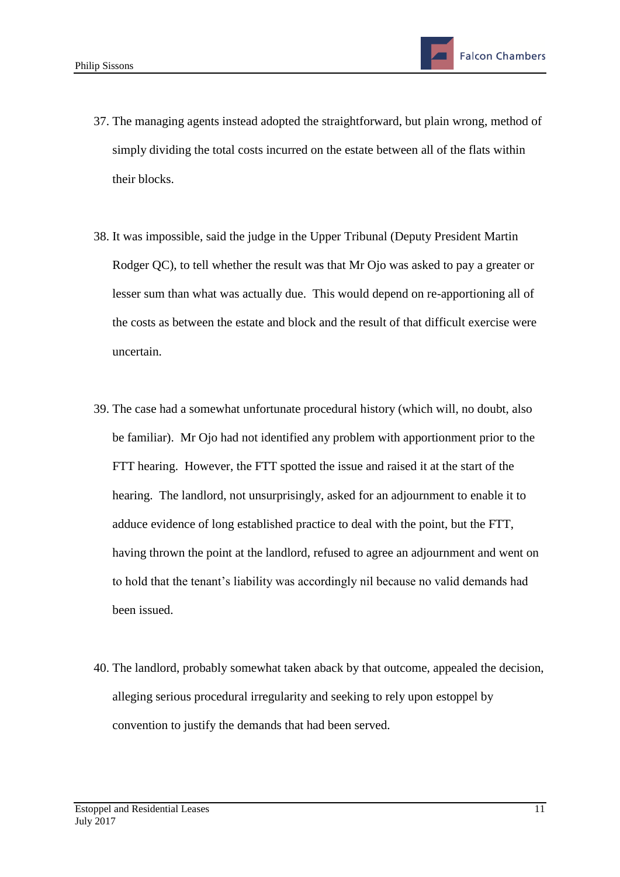37. The managing agents instead adopted the straightforward, but plain wrong, method of simply dividing the total costs incurred on the estate between all of the flats within their blocks.

38. It was impossible, said the judge in the Upper Tribunal (Deputy President Martin Rodger QC), to tell whether the result was that Mr Ojo was asked to pay a greater or lesser sum than what was actually due. This would depend on re-apportioning all of the costs as between the estate and block and the result of that difficult exercise were uncertain.

39. The case had a somewhat unfortunate procedural history (which will, no doubt, also be familiar). Mr Ojo had not identified any problem with apportionment prior to the FTT hearing. However, the FTT spotted the issue and raised it at the start of the hearing. The landlord, not unsurprisingly, asked for an adjournment to enable it to adduce evidence of long established practice to deal with the point, but the FTT, having thrown the point at the landlord, refused to agree an adjournment and went on to hold that the tenant's liability was accordingly nil because no valid demands had been issued.

40. The landlord, probably somewhat taken aback by that outcome, appealed the decision, alleging serious procedural irregularity and seeking to rely upon estoppel by convention to justify the demands that had been served.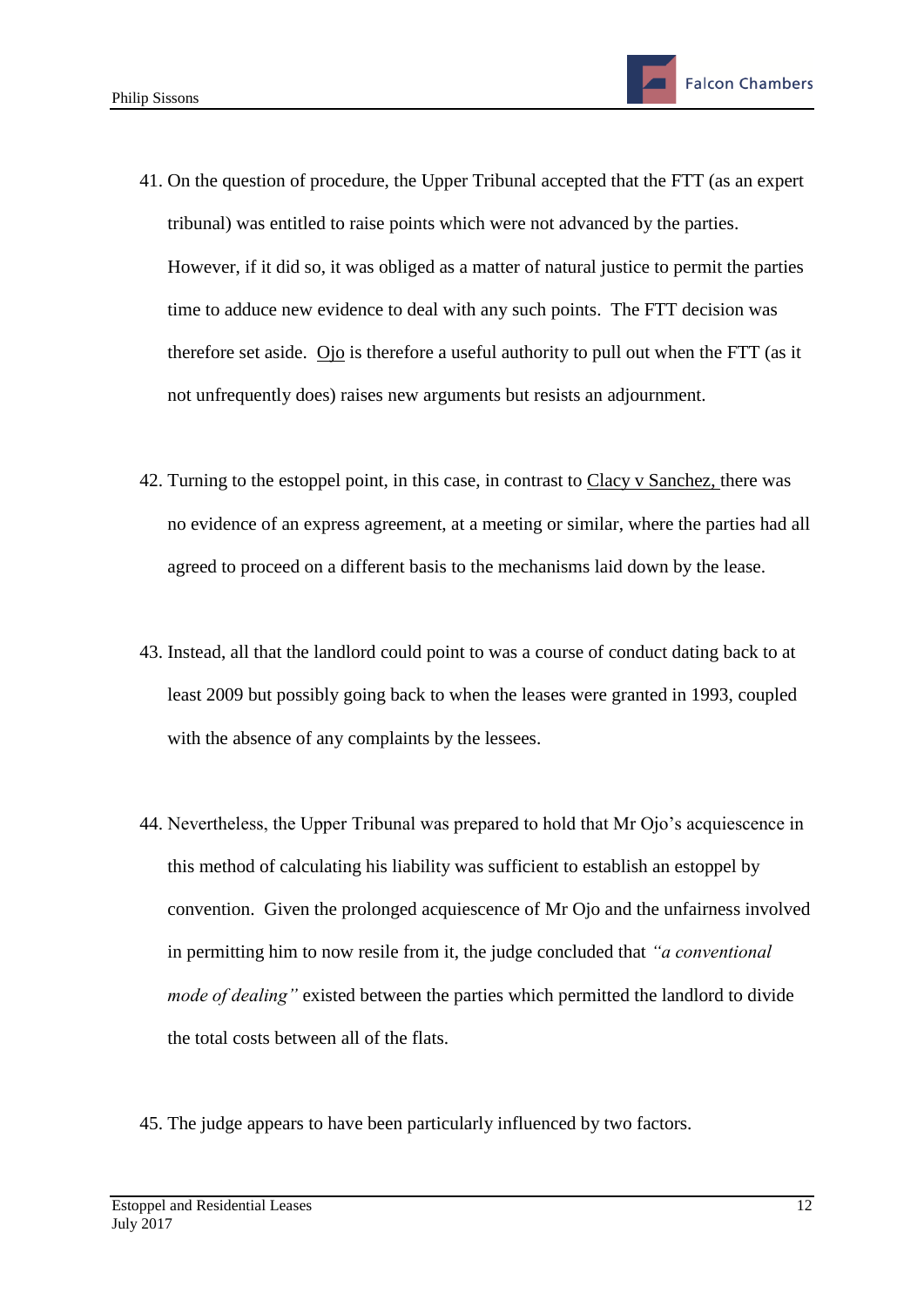41. On the question of procedure, the Upper Tribunal accepted that the FTT (as an expert tribunal) was entitled to raise points which were not advanced by the parties. However, if it did so, it was obliged as a matter of natural justice to permit the parties time to adduce new evidence to deal with any such points. The FTT decision was therefore set aside. Ojo is therefore a useful authority to pull out when the FTT (as it not unfrequently does) raises new arguments but resists an adjournment.

42. Turning to the estoppel point, in this case, in contrast to Clacy v Sanchez, there was no evidence of an express agreement, at a meeting or similar, where the parties had all agreed to proceed on a different basis to the mechanisms laid down by the lease.

43. Instead, all that the landlord could point to was a course of conduct dating back to at least 2009 but possibly going back to when the leases were granted in 1993, coupled with the absence of any complaints by the lessees.

44. Nevertheless, the Upper Tribunal was prepared to hold that Mr Ojo's acquiescence in this method of calculating his liability was sufficient to establish an estoppel by convention. Given the prolonged acquiescence of Mr Ojo and the unfairness involved in permitting him to now resile from it, the judge concluded that *"a conventional mode of dealing"* existed between the parties which permitted the landlord to divide the total costs between all of the flats.

45. The judge appears to have been particularly influenced by two factors.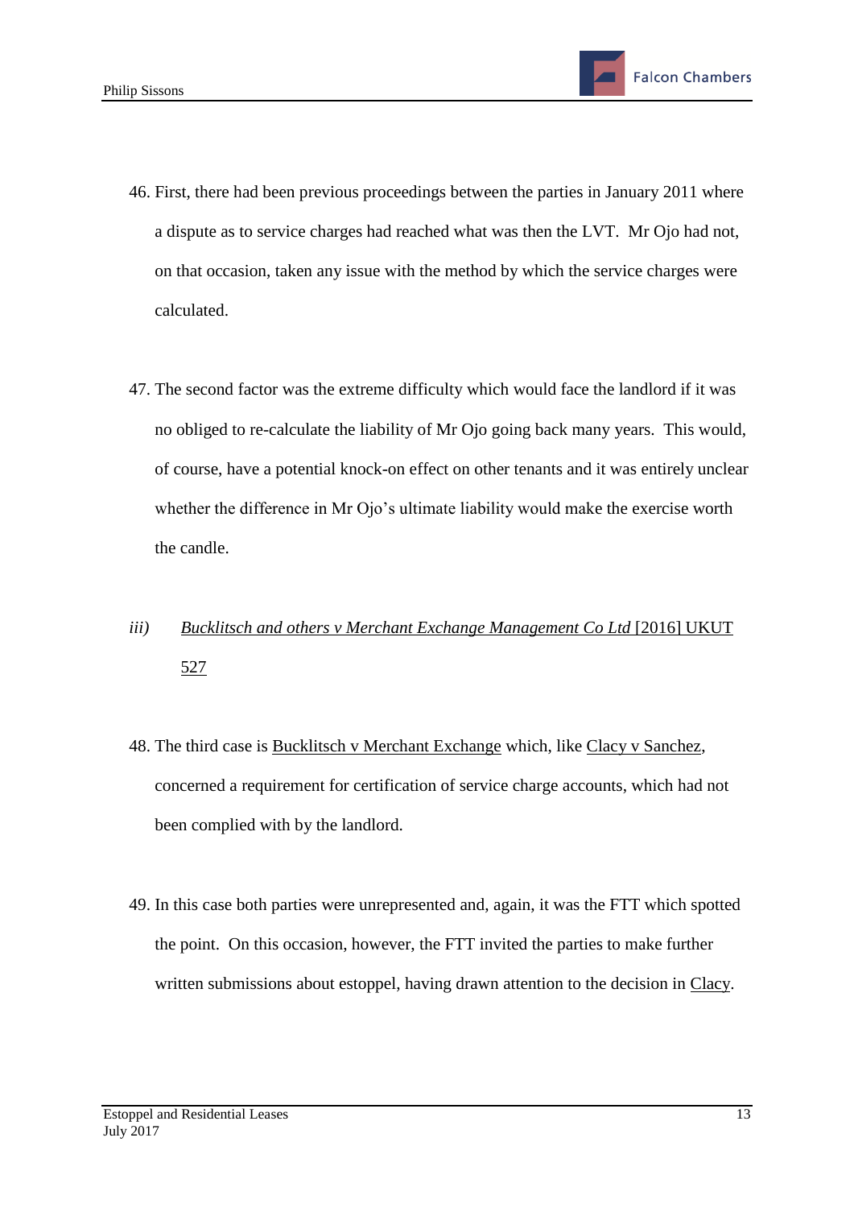46. First, there had been previous proceedings between the parties in January 2011 where a dispute as to service charges had reached what was then the LVT. Mr Ojo had not, on that occasion, taken any issue with the method by which the service charges were calculated.

47. The second factor was the extreme difficulty which would face the landlord if it was no obliged to re-calculate the liability of Mr Ojo going back many years. This would, of course, have a potential knock-on effect on other tenants and it was entirely unclear whether the difference in Mr Ojo's ultimate liability would make the exercise worth the candle.

*iii)* <u>*Bucklitsch and others v Merchant Exchange Management Co Ltd* [2016] UKUT 527</u>

48. The third case is <u>Bucklitsch v Merchant Exchange</u> which, like <u>Clacy v Sanchez</u>, concerned a requirement for certification of service charge accounts, which had not been complied with by the landlord.

49. In this case both parties were unrepresented and, again, it was the FTT which spotted the point. On this occasion, however, the FTT invited the parties to make further written submissions about estoppel, having drawn attention to the decision in <u>Clacy</u>.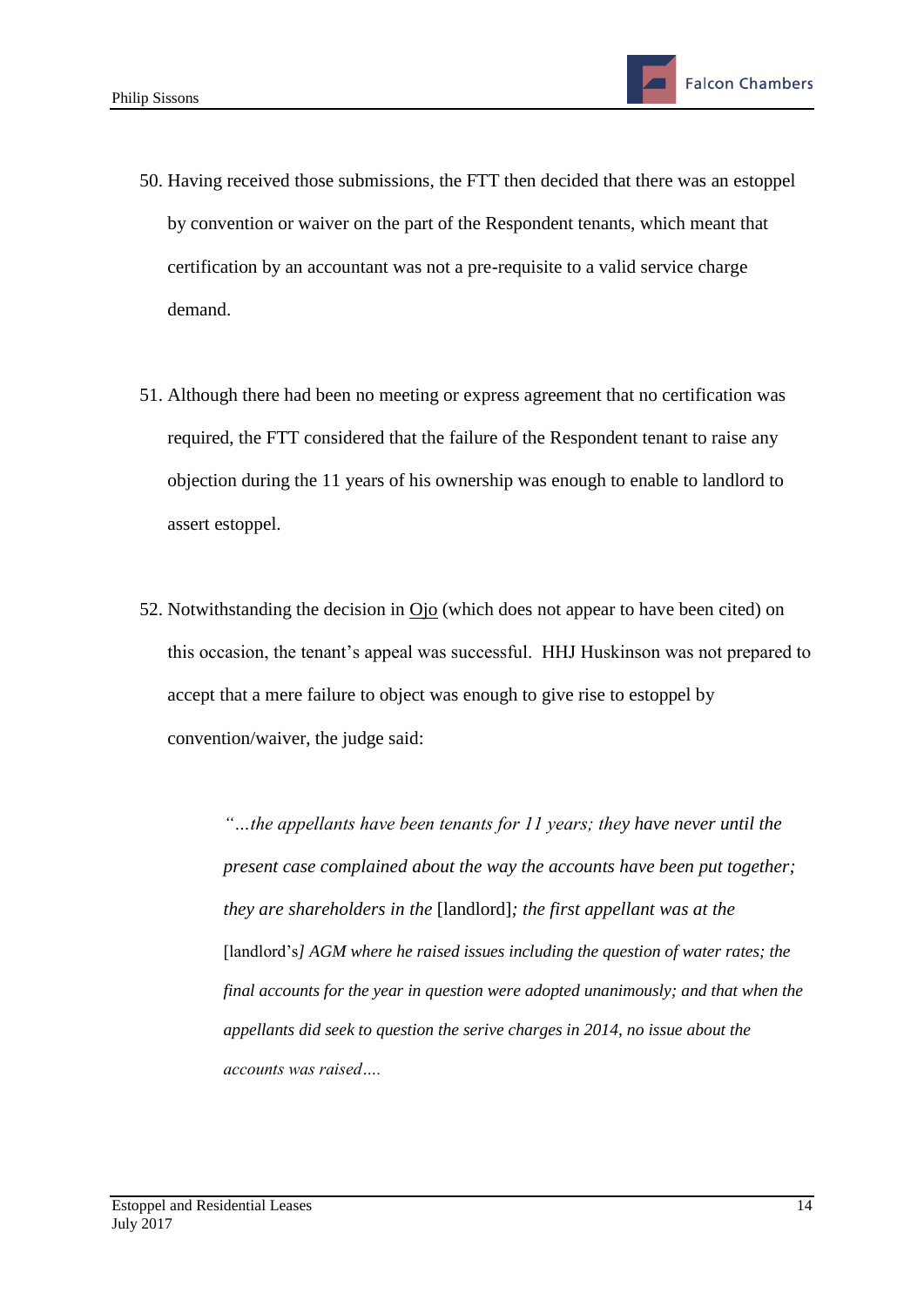50. Having received those submissions, the FTT then decided that there was an estoppel by convention or waiver on the part of the Respondent tenants, which meant that certification by an accountant was not a pre-requisite to a valid service charge demand.

51. Although there had been no meeting or express agreement that no certification was required, the FTT considered that the failure of the Respondent tenant to raise any objection during the 11 years of his ownership was enough to enable to landlord to assert estoppel.

52. Notwithstanding the decision in Ojo (which does not appear to have been cited) on this occasion, the tenant's appeal was successful. HHJ Huskinson was not prepared to accept that a mere failure to object was enough to give rise to estoppel by convention/waiver, the judge said:

> *"…the appellants have been tenants for 11 years; they have never until the present case complained about the way the accounts have been put together; they are shareholders in the* [landlord]*; the first appellant was at the* [landlord's]*] AGM where he raised issues including the question of water rates; the final accounts for the year in question were adopted unanimously; and that when the appellants did seek to question the serive charges in 2014, no issue about the accounts was raised….*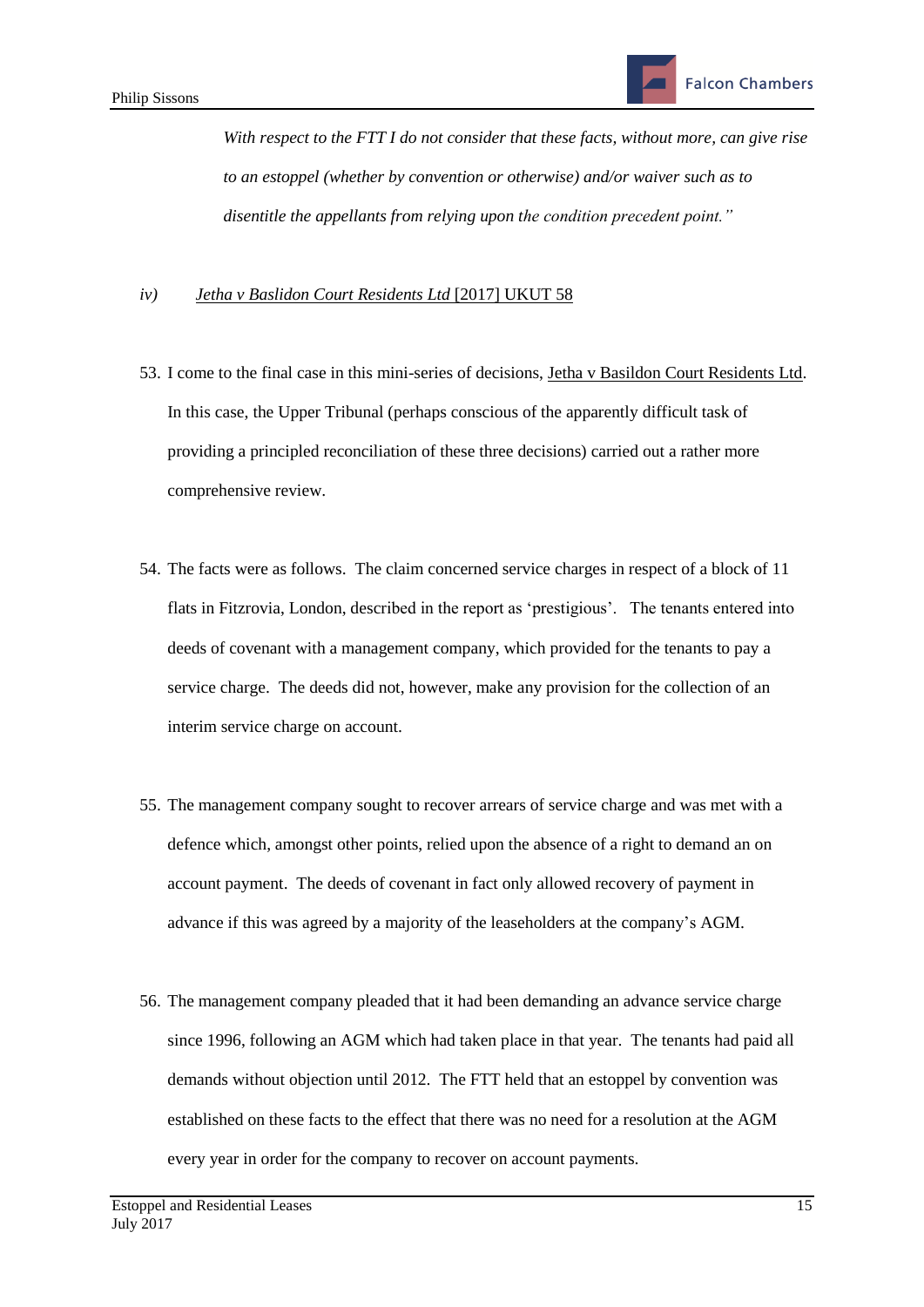*With respect to the FTT I do not consider that these facts, without more, can give rise to an estoppel (whether by convention or otherwise) and/or waiver such as to disentitle the appellants from relying upon the condition precedent point."*

*iv)* *Jetha v Baslidon Court Residents Ltd* [2017] UKUT 58

53. I come to the final case in this mini-series of decisions, Jetha v Basildon Court Residents Ltd. In this case, the Upper Tribunal (perhaps conscious of the apparently difficult task of providing a principled reconciliation of these three decisions) carried out a rather more comprehensive review.

54. The facts were as follows. The claim concerned service charges in respect of a block of 11 flats in Fitzrovia, London, described in the report as 'prestigious'. The tenants entered into deeds of covenant with a management company, which provided for the tenants to pay a service charge. The deeds did not, however, make any provision for the collection of an interim service charge on account.

55. The management company sought to recover arrears of service charge and was met with a defence which, amongst other points, relied upon the absence of a right to demand an on account payment. The deeds of covenant in fact only allowed recovery of payment in advance if this was agreed by a majority of the leaseholders at the company's AGM.

56. The management company pleaded that it had been demanding an advance service charge since 1996, following an AGM which had taken place in that year. The tenants had paid all demands without objection until 2012. The FTT held that an estoppel by convention was established on these facts to the effect that there was no need for a resolution at the AGM every year in order for the company to recover on account payments.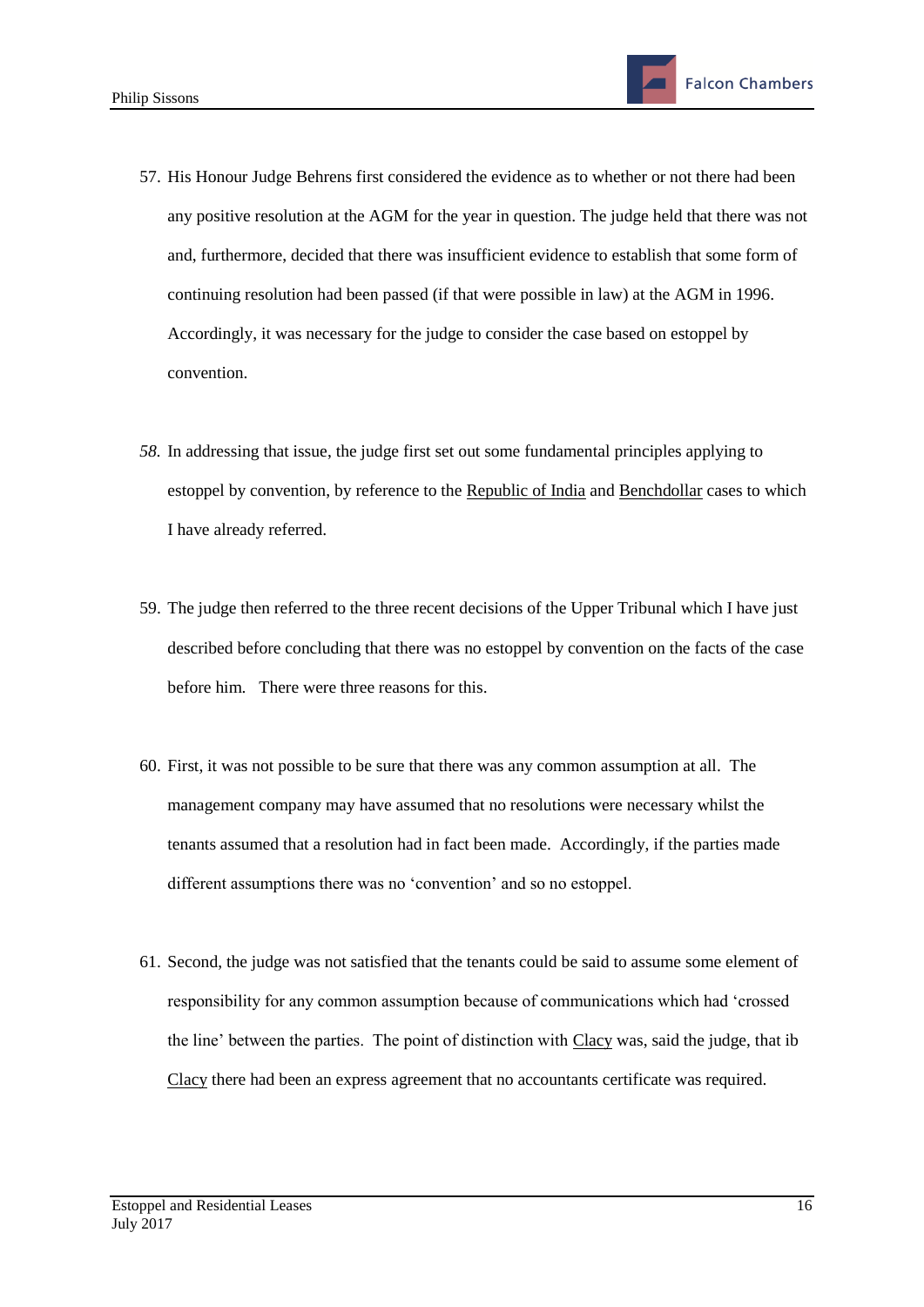57. His Honour Judge Behrens first considered the evidence as to whether or not there had been any positive resolution at the AGM for the year in question. The judge held that there was not and, furthermore, decided that there was insufficient evidence to establish that some form of continuing resolution had been passed (if that were possible in law) at the AGM in 1996. Accordingly, it was necessary for the judge to consider the case based on estoppel by convention.

58. In addressing that issue, the judge first set out some fundamental principles applying to estoppel by convention, by reference to the Republic of India and Benchdollar cases to which I have already referred.

59. The judge then referred to the three recent decisions of the Upper Tribunal which I have just described before concluding that there was no estoppel by convention on the facts of the case before him. There were three reasons for this.

60. First, it was not possible to be sure that there was any common assumption at all. The management company may have assumed that no resolutions were necessary whilst the tenants assumed that a resolution had in fact been made. Accordingly, if the parties made different assumptions there was no 'convention' and so no estoppel.

61. Second, the judge was not satisfied that the tenants could be said to assume some element of responsibility for any common assumption because of communications which had 'crossed the line' between the parties. The point of distinction with Clacy was, said the judge, that ib Clacy there had been an express agreement that no accountants certificate was required.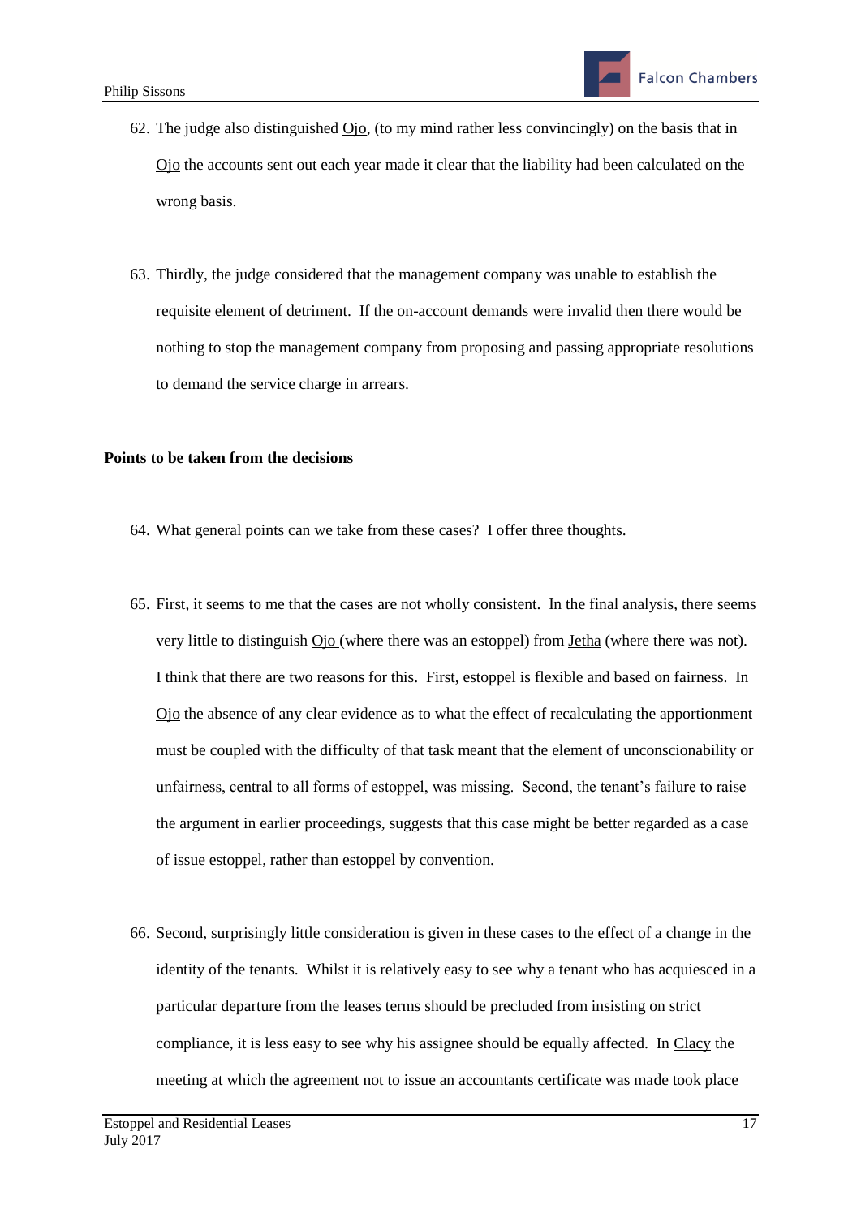62. The judge also distinguished Ojo, (to my mind rather less convincingly) on the basis that in Ojo the accounts sent out each year made it clear that the liability had been calculated on the wrong basis.

63. Thirdly, the judge considered that the management company was unable to establish the requisite element of detriment. If the on-account demands were invalid then there would be nothing to stop the management company from proposing and passing appropriate resolutions to demand the service charge in arrears.

**Points to be taken from the decisions**

64. What general points can we take from these cases? I offer three thoughts.

65. First, it seems to me that the cases are not wholly consistent. In the final analysis, there seems very little to distinguish Ojo (where there was an estoppel) from Jetha (where there was not). I think that there are two reasons for this. First, estoppel is flexible and based on fairness. In Ojo the absence of any clear evidence as to what the effect of recalculating the apportionment must be coupled with the difficulty of that task meant that the element of unconscionability or unfairness, central to all forms of estoppel, was missing. Second, the tenant's failure to raise the argument in earlier proceedings, suggests that this case might be better regarded as a case of issue estoppel, rather than estoppel by convention.

66. Second, surprisingly little consideration is given in these cases to the effect of a change in the identity of the tenants. Whilst it is relatively easy to see why a tenant who has acquiesced in a particular departure from the leases terms should be precluded from insisting on strict compliance, it is less easy to see why his assignee should be equally affected. In Clacy the meeting at which the agreement not to issue an accountants certificate was made took place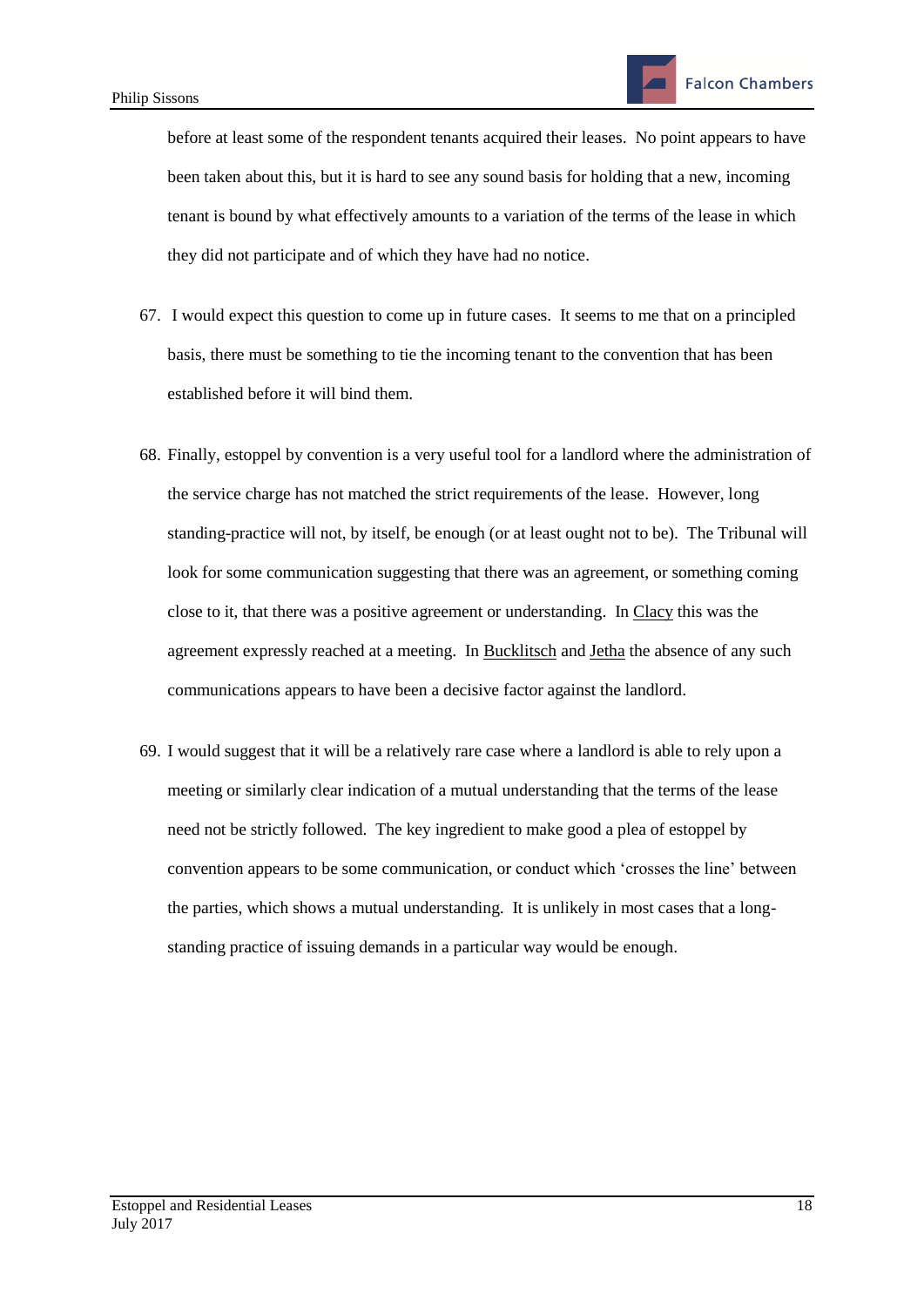before at least some of the respondent tenants acquired their leases. No point appears to have been taken about this, but it is hard to see any sound basis for holding that a new, incoming tenant is bound by what effectively amounts to a variation of the terms of the lease in which they did not participate and of which they have had no notice.

67. I would expect this question to come up in future cases. It seems to me that on a principled basis, there must be something to tie the incoming tenant to the convention that has been established before it will bind them.

68. Finally, estoppel by convention is a very useful tool for a landlord where the administration of the service charge has not matched the strict requirements of the lease. However, long standing-practice will not, by itself, be enough (or at least ought not to be). The Tribunal will look for some communication suggesting that there was an agreement, or something coming close to it, that there was a positive agreement or understanding. In Clacy this was the agreement expressly reached at a meeting. In Bucklitsch and Jetha the absence of any such communications appears to have been a decisive factor against the landlord.

69. I would suggest that it will be a relatively rare case where a landlord is able to rely upon a meeting or similarly clear indication of a mutual understanding that the terms of the lease need not be strictly followed. The key ingredient to make good a plea of estoppel by convention appears to be some communication, or conduct which 'crosses the line' between the parties, which shows a mutual understanding. It is unlikely in most cases that a long-standing practice of issuing demands in a particular way would be enough.